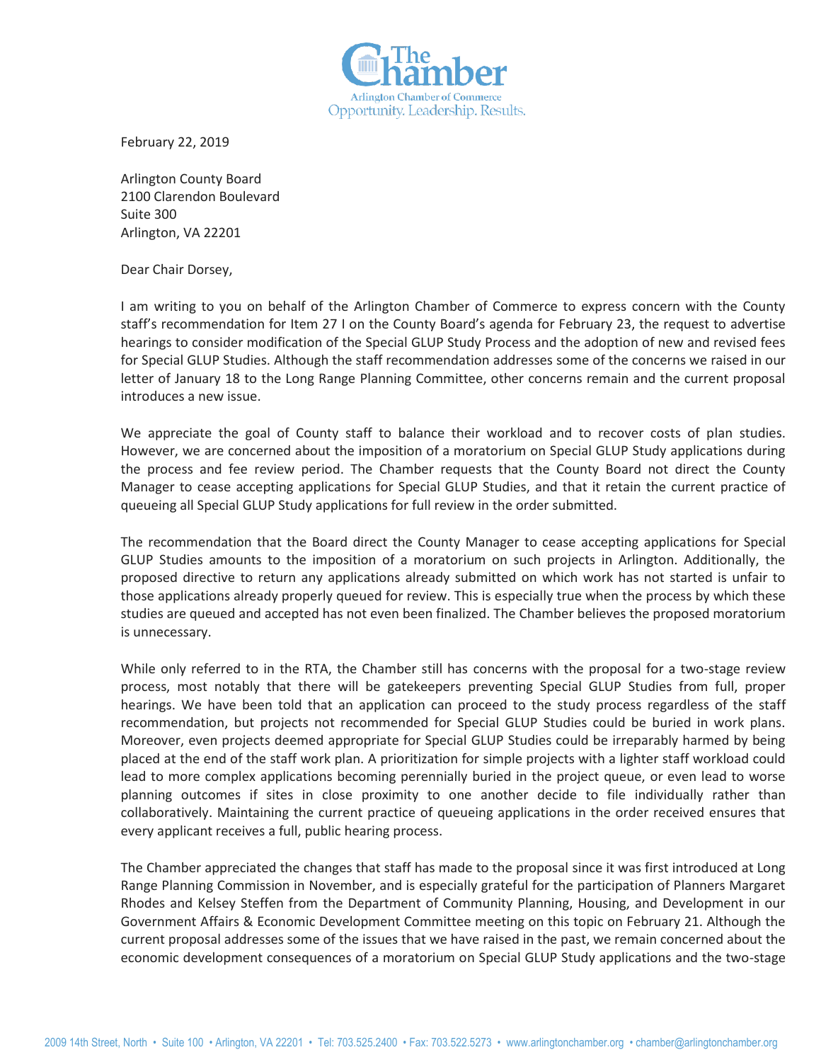The Chamber
Arlington Chamber of Commerce
Opportunity. Leadership. Results.

February 22, 2019

Arlington County Board
2100 Clarendon Boulevard
Suite 300
Arlington, VA 22201

Dear Chair Dorsey,

I am writing to you on behalf of the Arlington Chamber of Commerce to express concern with the County staff's recommendation for Item 27 I on the County Board's agenda for February 23, the request to advertise hearings to consider modification of the Special GLUP Study Process and the adoption of new and revised fees for Special GLUP Studies. Although the staff recommendation addresses some of the concerns we raised in our letter of January 18 to the Long Range Planning Committee, other concerns remain and the current proposal introduces a new issue.

We appreciate the goal of County staff to balance their workload and to recover costs of plan studies. However, we are concerned about the imposition of a moratorium on Special GLUP Study applications during the process and fee review period. The Chamber requests that the County Board not direct the County Manager to cease accepting applications for Special GLUP Studies, and that it retain the current practice of queueing all Special GLUP Study applications for full review in the order submitted.

The recommendation that the Board direct the County Manager to cease accepting applications for Special GLUP Studies amounts to the imposition of a moratorium on such projects in Arlington. Additionally, the proposed directive to return any applications already submitted on which work has not started is unfair to those applications already properly queued for review. This is especially true when the process by which these studies are queued and accepted has not even been finalized. The Chamber believes the proposed moratorium is unnecessary.

While only referred to in the RTA, the Chamber still has concerns with the proposal for a two-stage review process, most notably that there will be gatekeepers preventing Special GLUP Studies from full, proper hearings. We have been told that an application can proceed to the study process regardless of the staff recommendation, but projects not recommended for Special GLUP Studies could be buried in work plans. Moreover, even projects deemed appropriate for Special GLUP Studies could be irreparably harmed by being placed at the end of the staff work plan. A prioritization for simple projects with a lighter staff workload could lead to more complex applications becoming perennially buried in the project queue, or even lead to worse planning outcomes if sites in close proximity to one another decide to file individually rather than collaboratively. Maintaining the current practice of queueing applications in the order received ensures that every applicant receives a full, public hearing process.

The Chamber appreciated the changes that staff has made to the proposal since it was first introduced at Long Range Planning Commission in November, and is especially grateful for the participation of Planners Margaret Rhodes and Kelsey Steffen from the Department of Community Planning, Housing, and Development in our Government Affairs & Economic Development Committee meeting on this topic on February 21. Although the current proposal addresses some of the issues that we have raised in the past, we remain concerned about the economic development consequences of a moratorium on Special GLUP Study applications and the two-stage

2009 14th Street, North • Suite 100 • Arlington, VA 22201 • Tel: 703.525.2400 • Fax: 703.522.5273 • www.arlingtonchamber.org • chamber@arlingtonchamber.org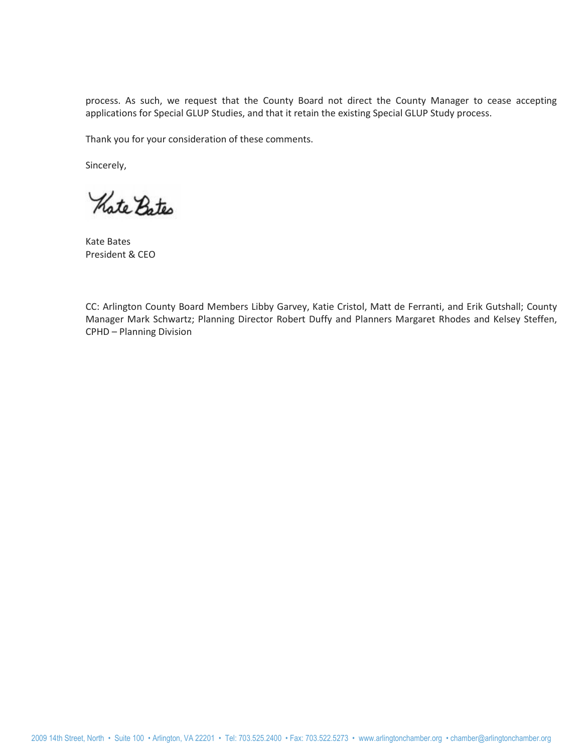process. As such, we request that the County Board not direct the County Manager to cease accepting applications for Special GLUP Studies, and that it retain the existing Special GLUP Study process.

Thank you for your consideration of these comments.

Sincerely,

Kate Bates

Kate Bates
President & CEO

CC: Arlington County Board Members Libby Garvey, Katie Cristol, Matt de Ferranti, and Erik Gutshall; County Manager Mark Schwartz; Planning Director Robert Duffy and Planners Margaret Rhodes and Kelsey Steffen, CPHD – Planning Division